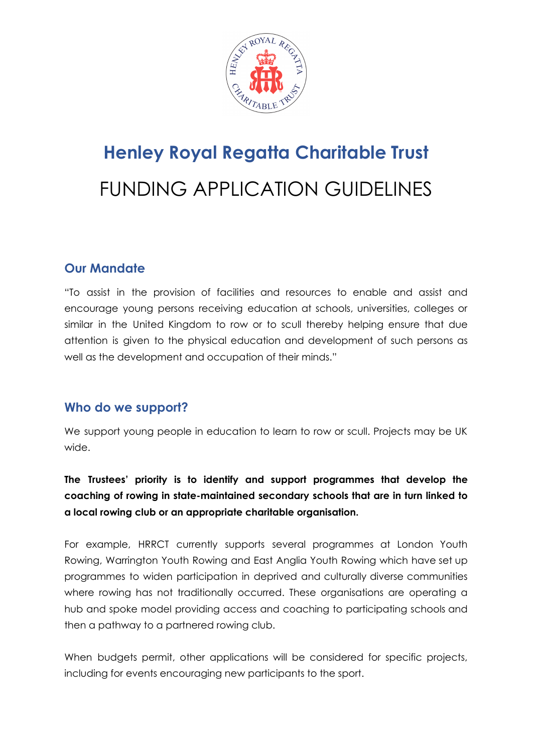# Henley Royal Regatta Charitable Trust

# FUNDING APPLICATION GUIDELINES

## Our Mandate

"To assist in the provision of facilities and resources to enable and assist and encourage young persons receiving education at schools, universities, colleges or similar in the United Kingdom to row or to scull thereby helping ensure that due attention is given to the physical education and development of such persons as well as the development and occupation of their minds."

## Who do we support?

We support young people in education to learn to row or scull. Projects may be UK wide.

**The Trustees' priority is to identify and support programmes that develop the coaching of rowing in state-maintained secondary schools that are in turn linked to a local rowing club or an appropriate charitable organisation.**

For example, HRRCT currently supports several programmes at London Youth Rowing, Warrington Youth Rowing and East Anglia Youth Rowing which have set up programmes to widen participation in deprived and culturally diverse communities where rowing has not traditionally occurred. These organisations are operating a hub and spoke model providing access and coaching to participating schools and then a pathway to a partnered rowing club.

When budgets permit, other applications will be considered for specific projects, including for events encouraging new participants to the sport.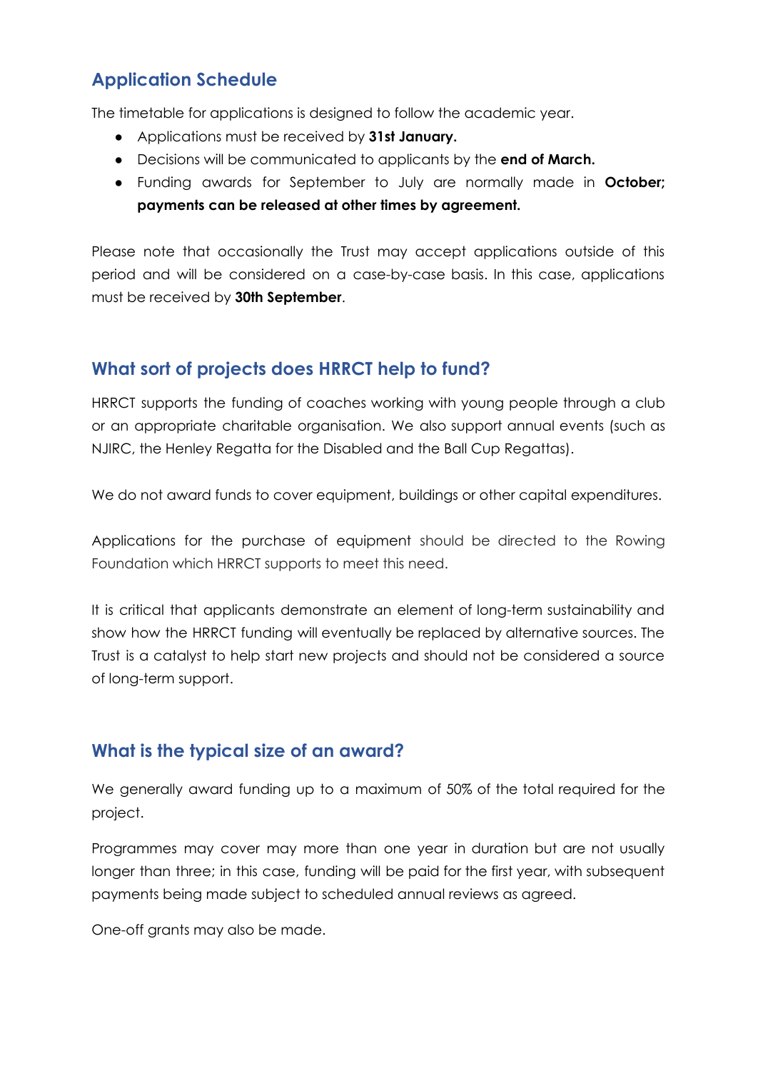## Application Schedule

The timetable for applications is designed to follow the academic year.

- Applications must be received by **31st January.**
- Decisions will be communicated to applicants by the **end of March.**
- Funding awards for September to July are normally made in **October; payments can be released at other times by agreement.**

Please note that occasionally the Trust may accept applications outside of this period and will be considered on a case-by-case basis. In this case, applications must be received by **30th September**.

## What sort of projects does HRRCT help to fund?

HRRCT supports the funding of coaches working with young people through a club or an appropriate charitable organisation. We also support annual events (such as NJIRC, the Henley Regatta for the Disabled and the Ball Cup Regattas).

We do not award funds to cover equipment, buildings or other capital expenditures.

Applications for the purchase of equipment should be directed to the Rowing Foundation which HRRCT supports to meet this need.

It is critical that applicants demonstrate an element of long-term sustainability and show how the HRRCT funding will eventually be replaced by alternative sources. The Trust is a catalyst to help start new projects and should not be considered a source of long-term support.

## What is the typical size of an award?

We generally award funding up to a maximum of 50% of the total required for the project.

Programmes may cover may more than one year in duration but are not usually longer than three; in this case, funding will be paid for the first year, with subsequent payments being made subject to scheduled annual reviews as agreed.

One-off grants may also be made.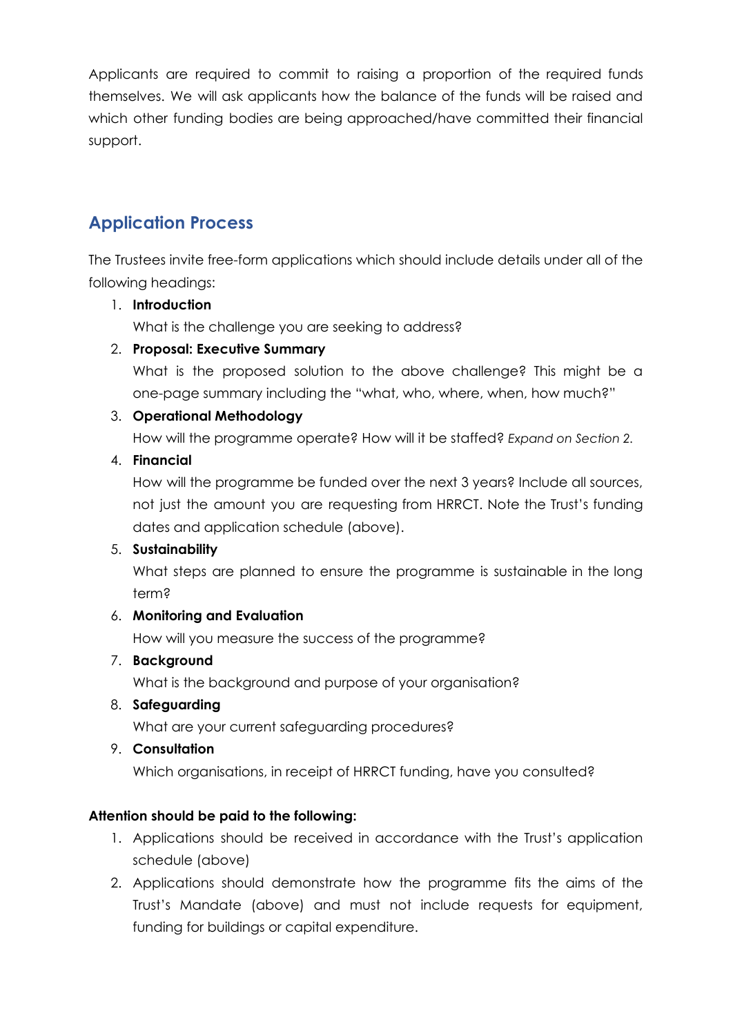Applicants are required to commit to raising a proportion of the required funds themselves. We will ask applicants how the balance of the funds will be raised and which other funding bodies are being approached/have committed their financial support.

## Application Process

The Trustees invite free-form applications which should include details under all of the following headings:

1. **Introduction**
   What is the challenge you are seeking to address?
2. **Proposal: Executive Summary**
   What is the proposed solution to the above challenge? This might be a one-page summary including the "what, who, where, when, how much?"
3. **Operational Methodology**
   How will the programme operate? How will it be staffed? *Expand on Section 2.*
4. **Financial**
   How will the programme be funded over the next 3 years? Include all sources, not just the amount you are requesting from HRRCT. Note the Trust's funding dates and application schedule (above).
5. **Sustainability**
   What steps are planned to ensure the programme is sustainable in the long term?
6. **Monitoring and Evaluation**
   How will you measure the success of the programme?
7. **Background**
   What is the background and purpose of your organisation?
8. **Safeguarding**
   What are your current safeguarding procedures?
9. **Consultation**
   Which organisations, in receipt of HRRCT funding, have you consulted?

**Attention should be paid to the following:**

1. Applications should be received in accordance with the Trust's application schedule (above)
2. Applications should demonstrate how the programme fits the aims of the Trust's Mandate (above) and must not include requests for equipment, funding for buildings or capital expenditure.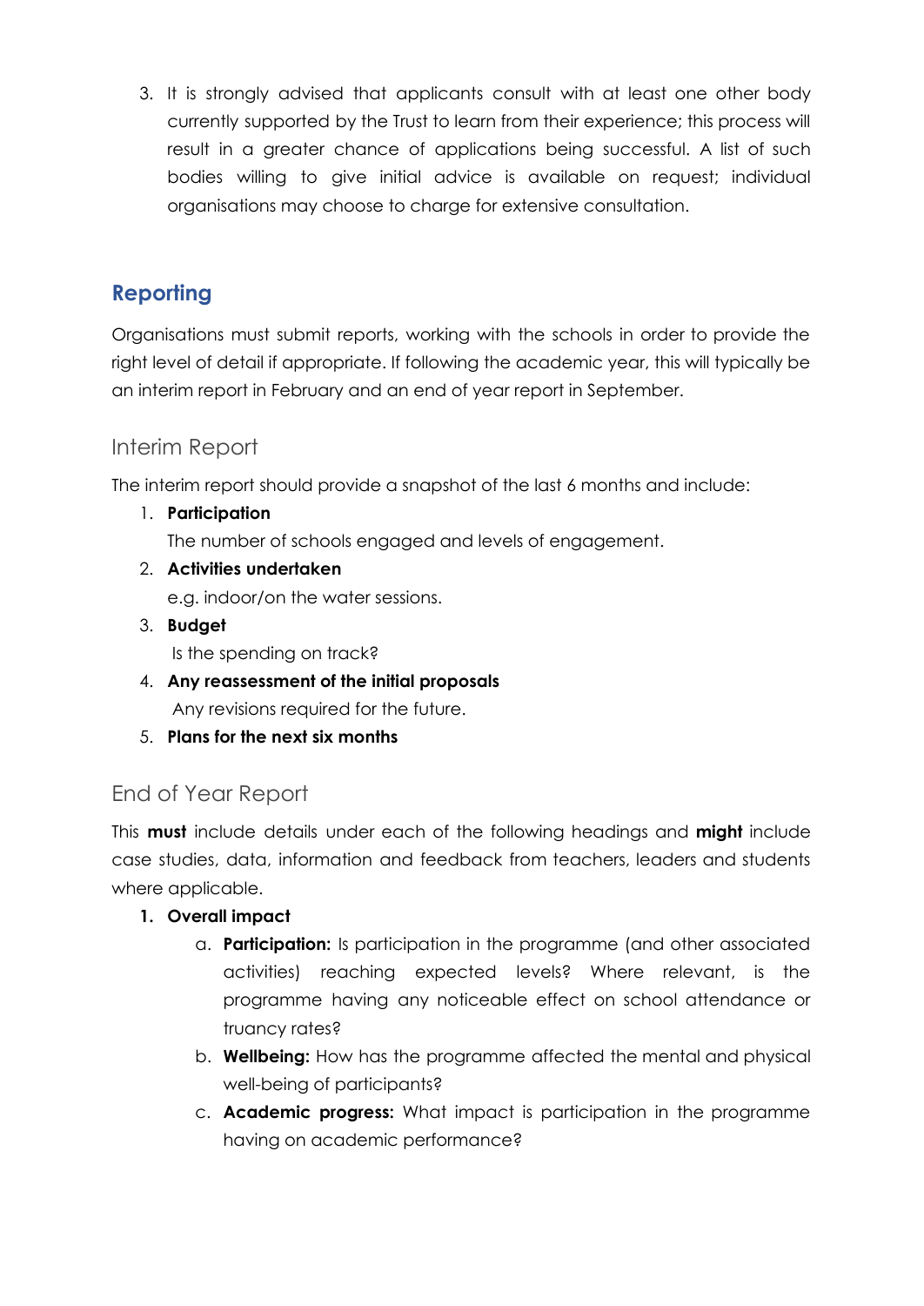3. It is strongly advised that applicants consult with at least one other body currently supported by the Trust to learn from their experience; this process will result in a greater chance of applications being successful. A list of such bodies willing to give initial advice is available on request; individual organisations may choose to charge for extensive consultation.

## Reporting

Organisations must submit reports, working with the schools in order to provide the right level of detail if appropriate. If following the academic year, this will typically be an interim report in February and an end of year report in September.

### Interim Report

The interim report should provide a snapshot of the last 6 months and include:

1. **Participation**
   The number of schools engaged and levels of engagement.
2. **Activities undertaken**
   e.g. indoor/on the water sessions.
3. **Budget**
   Is the spending on track?
4. **Any reassessment of the initial proposals**
   Any revisions required for the future.
5. **Plans for the next six months**

### End of Year Report

This **must** include details under each of the following headings and **might** include case studies, data, information and feedback from teachers, leaders and students where applicable.

1. **Overall impact**
   a. **Participation:** Is participation in the programme (and other associated activities) reaching expected levels? Where relevant, is the programme having any noticeable effect on school attendance or truancy rates?
   b. **Wellbeing:** How has the programme affected the mental and physical well-being of participants?
   c. **Academic progress:** What impact is participation in the programme having on academic performance?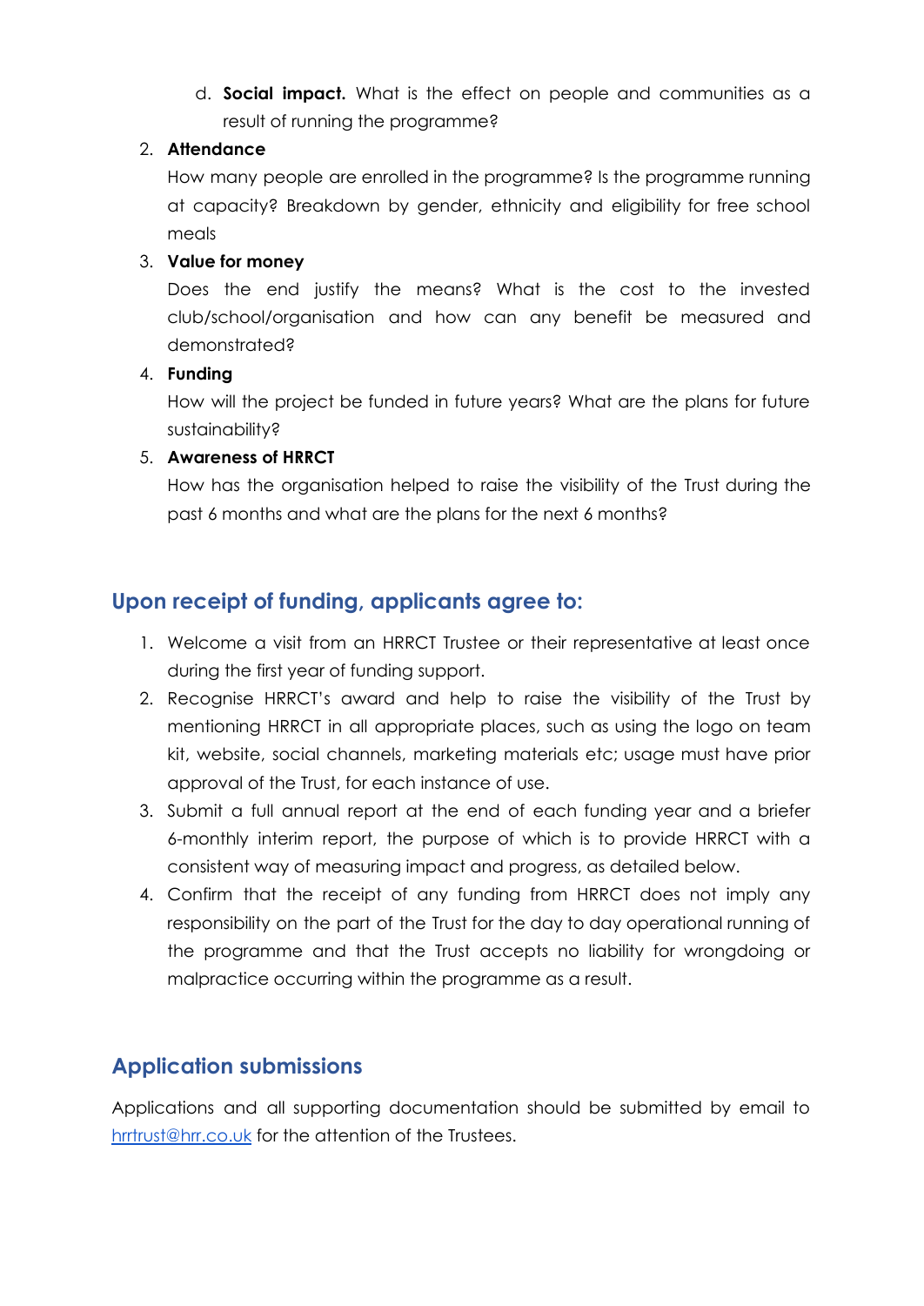d. **Social impact.** What is the effect on people and communities as a result of running the programme?

2. **Attendance**

   How many people are enrolled in the programme? Is the programme running at capacity? Breakdown by gender, ethnicity and eligibility for free school meals

3. **Value for money**

   Does the end justify the means? What is the cost to the invested club/school/organisation and how can any benefit be measured and demonstrated?

4. **Funding**

   How will the project be funded in future years? What are the plans for future sustainability?

5. **Awareness of HRRCT**

   How has the organisation helped to raise the visibility of the Trust during the past 6 months and what are the plans for the next 6 months?

## Upon receipt of funding, applicants agree to:

1. Welcome a visit from an HRRCT Trustee or their representative at least once during the first year of funding support.
2. Recognise HRRCT's award and help to raise the visibility of the Trust by mentioning HRRCT in all appropriate places, such as using the logo on team kit, website, social channels, marketing materials etc; usage must have prior approval of the Trust, for each instance of use.
3. Submit a full annual report at the end of each funding year and a briefer 6-monthly interim report, the purpose of which is to provide HRRCT with a consistent way of measuring impact and progress, as detailed below.
4. Confirm that the receipt of any funding from HRRCT does not imply any responsibility on the part of the Trust for the day to day operational running of the programme and that the Trust accepts no liability for wrongdoing or malpractice occurring within the programme as a result.

## Application submissions

Applications and all supporting documentation should be submitted by email to [hrrtrust@hrr.co.uk](mailto:hrrtrust@hrr.co.uk) for the attention of the Trustees.